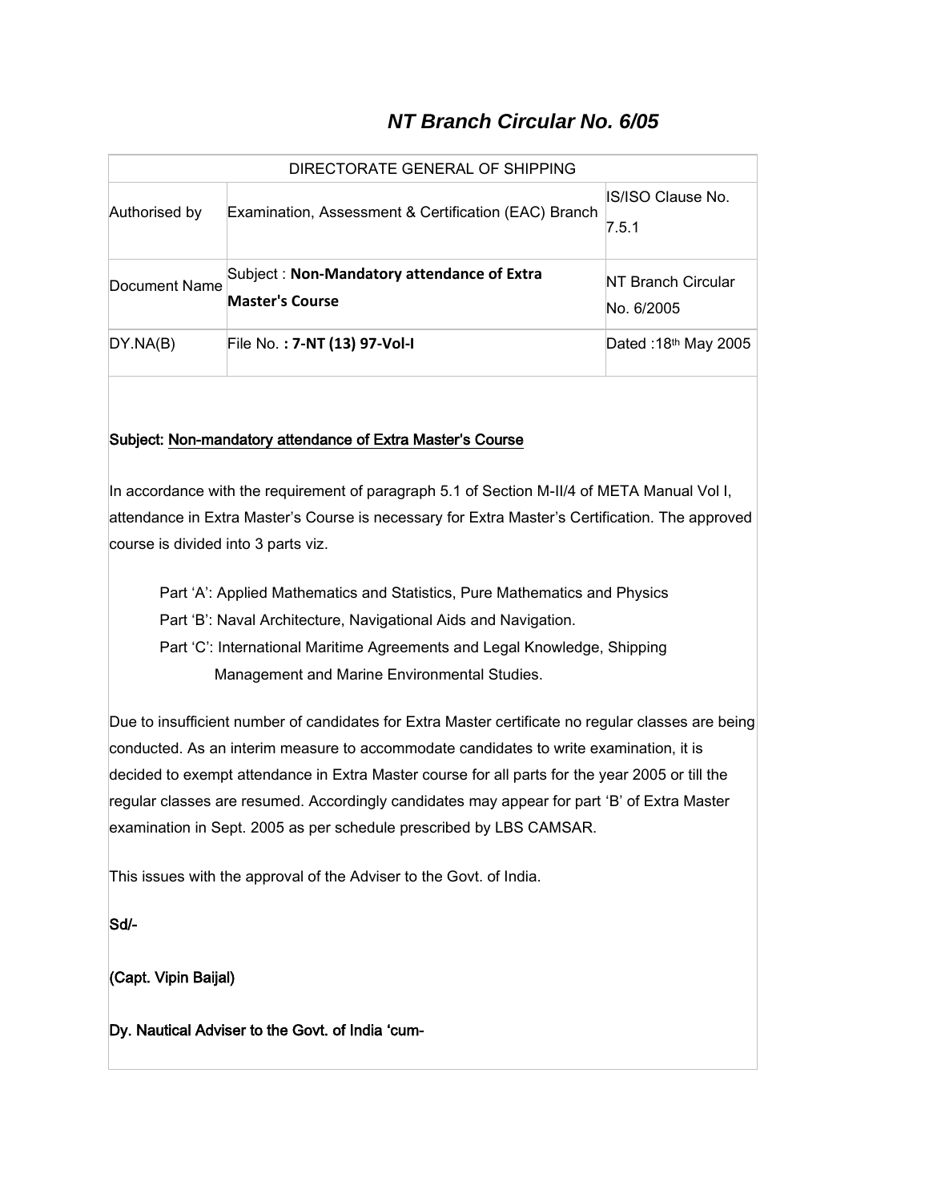# *NT Branch Circular No. 6/05*

| DIRECTORATE GENERAL OF SHIPPING | | |
|---|---|---|
| Authorised by | Examination, Assessment & Certification (EAC) Branch | IS/ISO Clause No. 7.5.1 |
| Document Name | Subject : **Non-Mandatory attendance of Extra Master's Course** | NT Branch Circular No. 6/2005 |
| DY.NA(B) | File No. **: 7-NT (13) 97-Vol-I** | Dated :18th May 2005 |

**Subject: Non-mandatory attendance of Extra Master's Course**

In accordance with the requirement of paragraph 5.1 of Section M-II/4 of META Manual Vol I, attendance in Extra Master's Course is necessary for Extra Master's Certification. The approved course is divided into 3 parts viz.

Part 'A': Applied Mathematics and Statistics, Pure Mathematics and Physics

Part 'B': Naval Architecture, Navigational Aids and Navigation.

Part 'C': International Maritime Agreements and Legal Knowledge, Shipping Management and Marine Environmental Studies.

Due to insufficient number of candidates for Extra Master certificate no regular classes are being conducted. As an interim measure to accommodate candidates to write examination, it is decided to exempt attendance in Extra Master course for all parts for the year 2005 or till the regular classes are resumed. Accordingly candidates may appear for part 'B' of Extra Master examination in Sept. 2005 as per schedule prescribed by LBS CAMSAR.

This issues with the approval of the Adviser to the Govt. of India.

**Sd/-**

**(Capt. Vipin Baijal)**

**Dy. Nautical Adviser to the Govt. of India 'cum-**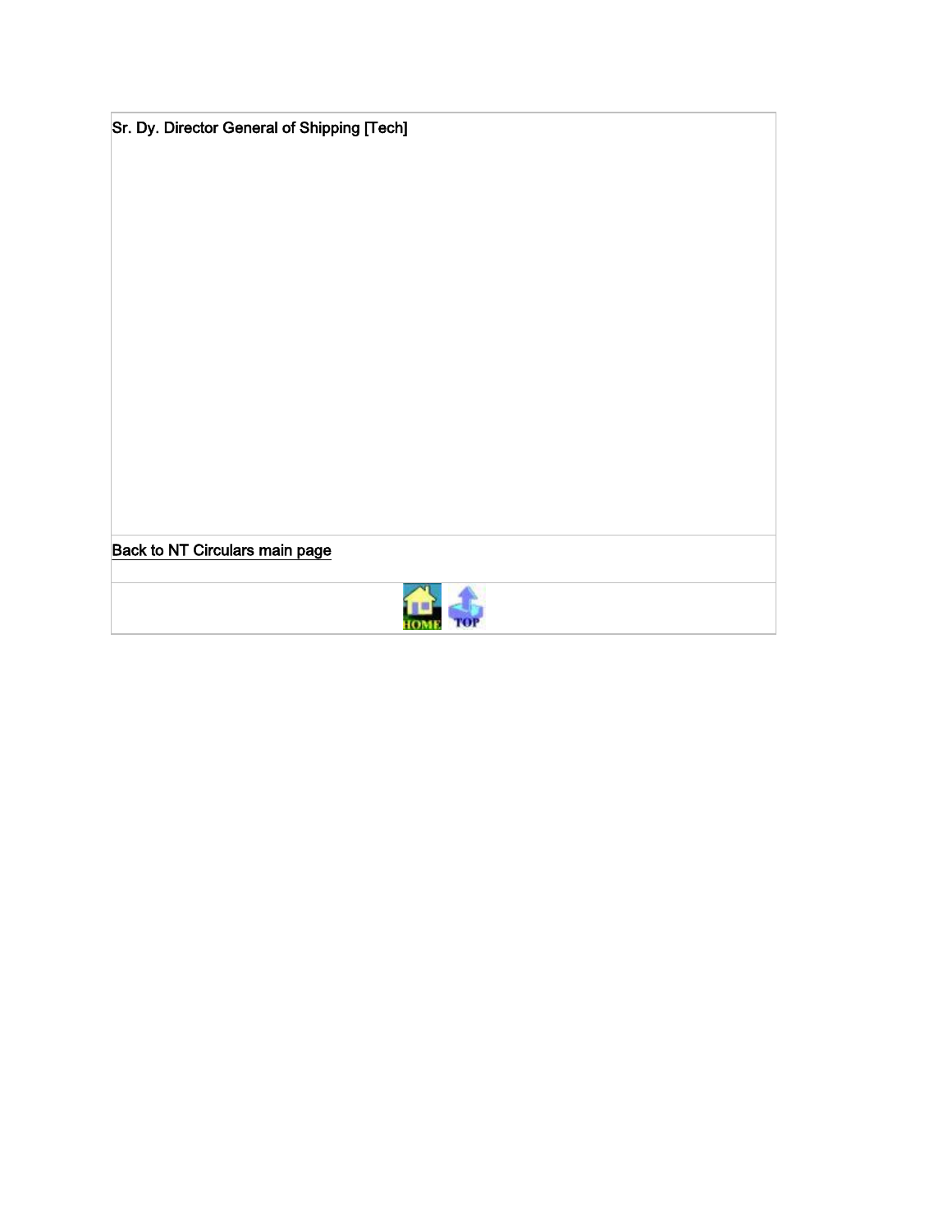Sr. Dy. Director General of Shipping [Tech]

Back to NT Circulars main page